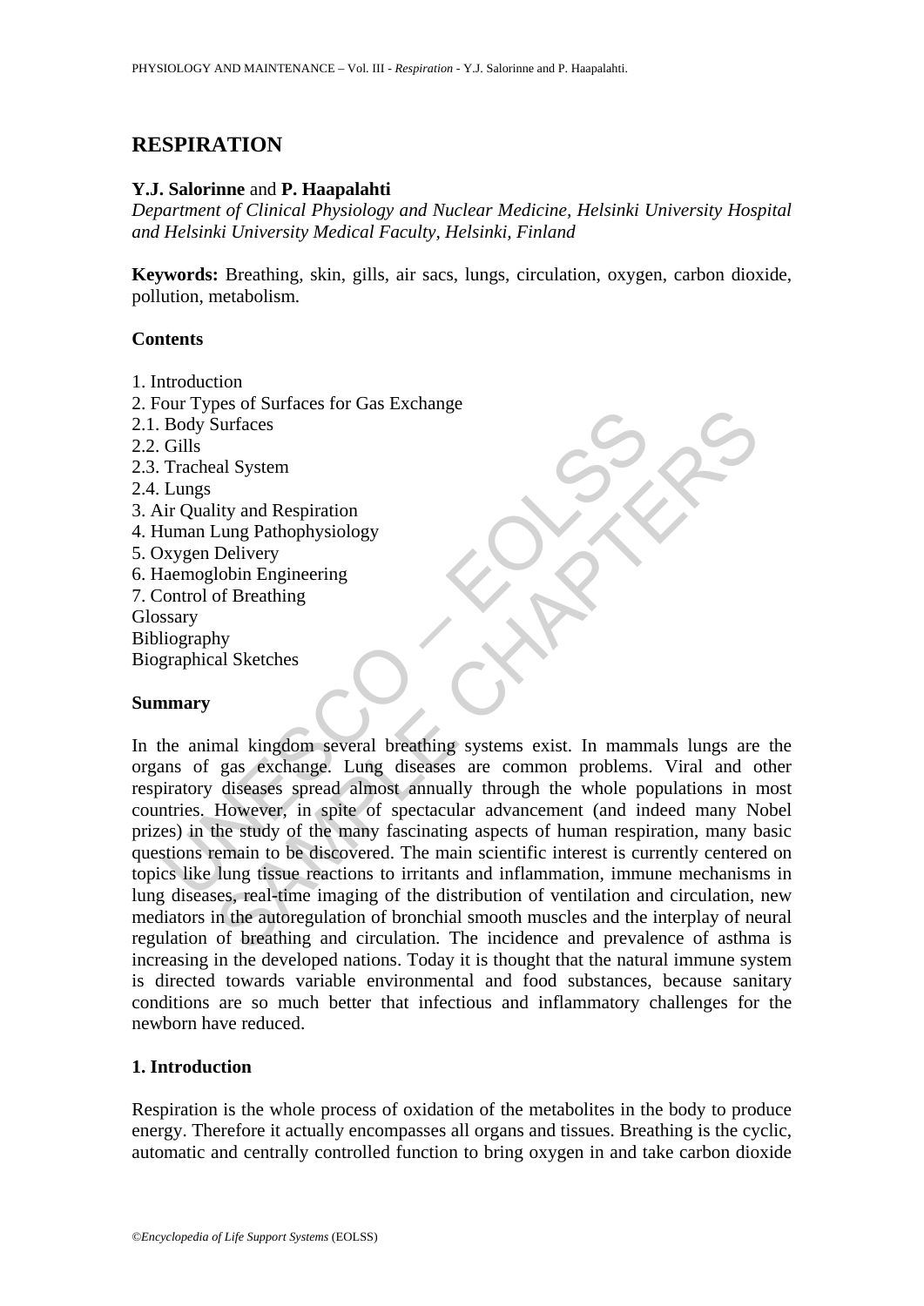# RESPIRATION

**Y.J. Salorinne** and **P. Haapalahti**

*Department of Clinical Physiology and Nuclear Medicine, Helsinki University Hospital and Helsinki University Medical Faculty, Helsinki, Finland*

**Keywords:** Breathing, skin, gills, air sacs, lungs, circulation, oxygen, carbon dioxide, pollution, metabolism.

### Contents

1. Introduction
2. Four Types of Surfaces for Gas Exchange
2.1. Body Surfaces
2.2. Gills
2.3. Tracheal System
2.4. Lungs
3. Air Quality and Respiration
4. Human Lung Pathophysiology
5. Oxygen Delivery
6. Haemoglobin Engineering
7. Control of Breathing

Glossary
Bibliography
Biographical Sketches

### Summary

In the animal kingdom several breathing systems exist. In mammals lungs are the organs of gas exchange. Lung diseases are common problems. Viral and other respiratory diseases spread almost annually through the whole populations in most countries. However, in spite of spectacular advancement (and indeed many Nobel prizes) in the study of the many fascinating aspects of human respiration, many basic questions remain to be discovered. The main scientific interest is currently centered on topics like lung tissue reactions to irritants and inflammation, immune mechanisms in lung diseases, real-time imaging of the distribution of ventilation and circulation, new mediators in the autoregulation of bronchial smooth muscles and the interplay of neural regulation of breathing and circulation. The incidence and prevalence of asthma is increasing in the developed nations. Today it is thought that the natural immune system is directed towards variable environmental and food substances, because sanitary conditions are so much better that infectious and inflammatory challenges for the newborn have reduced.

### 1. Introduction

Respiration is the whole process of oxidation of the metabolites in the body to produce energy. Therefore it actually encompasses all organs and tissues. Breathing is the cyclic, automatic and centrally controlled function to bring oxygen in and take carbon dioxide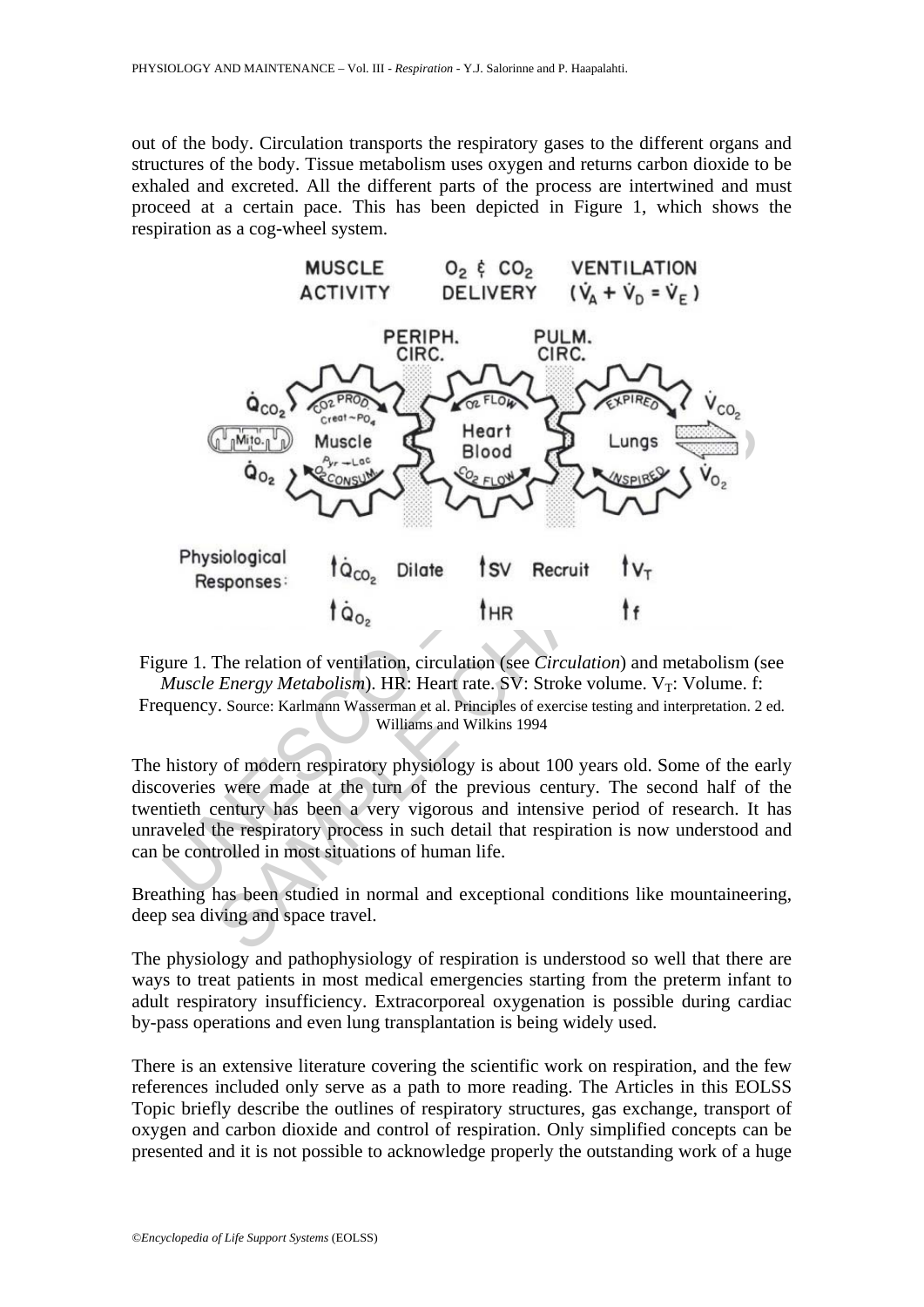out of the body. Circulation transports the respiratory gases to the different organs and structures of the body. Tissue metabolism uses oxygen and returns carbon dioxide to be exhaled and excreted. All the different parts of the process are intertwined and must proceed at a certain pace. This has been depicted in Figure 1, which shows the respiration as a cog-wheel system.

Figure 1. The relation of ventilation, circulation (see *Circulation*) and metabolism (see *Muscle Energy Metabolism*). HR: Heart rate. SV: Stroke volume. $V_T$: Volume. f: Frequency. Source: Karlmann Wasserman et al. Principles of exercise testing and interpretation. 2 ed. Williams and Wilkins 1994

The history of modern respiratory physiology is about 100 years old. Some of the early discoveries were made at the turn of the previous century. The second half of the twentieth century has been a very vigorous and intensive period of research. It has unraveled the respiratory process in such detail that respiration is now understood and can be controlled in most situations of human life.

Breathing has been studied in normal and exceptional conditions like mountaineering, deep sea diving and space travel.

The physiology and pathophysiology of respiration is understood so well that there are ways to treat patients in most medical emergencies starting from the preterm infant to adult respiratory insufficiency. Extracorporeal oxygenation is possible during cardiac by-pass operations and even lung transplantation is being widely used.

There is an extensive literature covering the scientific work on respiration, and the few references included only serve as a path to more reading. The Articles in this EOLSS Topic briefly describe the outlines of respiratory structures, gas exchange, transport of oxygen and carbon dioxide and control of respiration. Only simplified concepts can be presented and it is not possible to acknowledge properly the outstanding work of a huge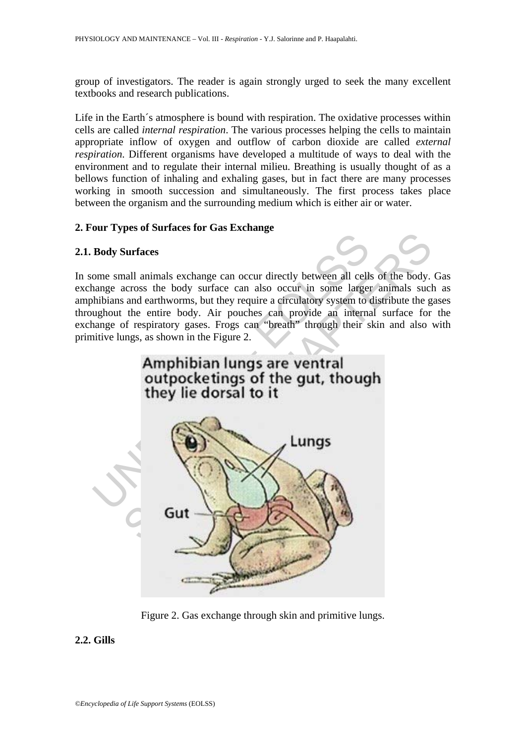group of investigators. The reader is again strongly urged to seek the many excellent textbooks and research publications.

Life in the Earth´s atmosphere is bound with respiration. The oxidative processes within cells are called *internal respiration*. The various processes helping the cells to maintain appropriate inflow of oxygen and outflow of carbon dioxide are called *external respiration*. Different organisms have developed a multitude of ways to deal with the environment and to regulate their internal milieu. Breathing is usually thought of as a bellows function of inhaling and exhaling gases, but in fact there are many processes working in smooth succession and simultaneously. The first process takes place between the organism and the surrounding medium which is either air or water.

## 2. Four Types of Surfaces for Gas Exchange

### 2.1. Body Surfaces

In some small animals exchange can occur directly between all cells of the body. Gas exchange across the body surface can also occur in some larger animals such as amphibians and earthworms, but they require a circulatory system to distribute the gases throughout the entire body. Air pouches can provide an internal surface for the exchange of respiratory gases. Frogs can "breath" through their skin and also with primitive lungs, as shown in the Figure 2.

Figure 2. Gas exchange through skin and primitive lungs.

### 2.2. Gills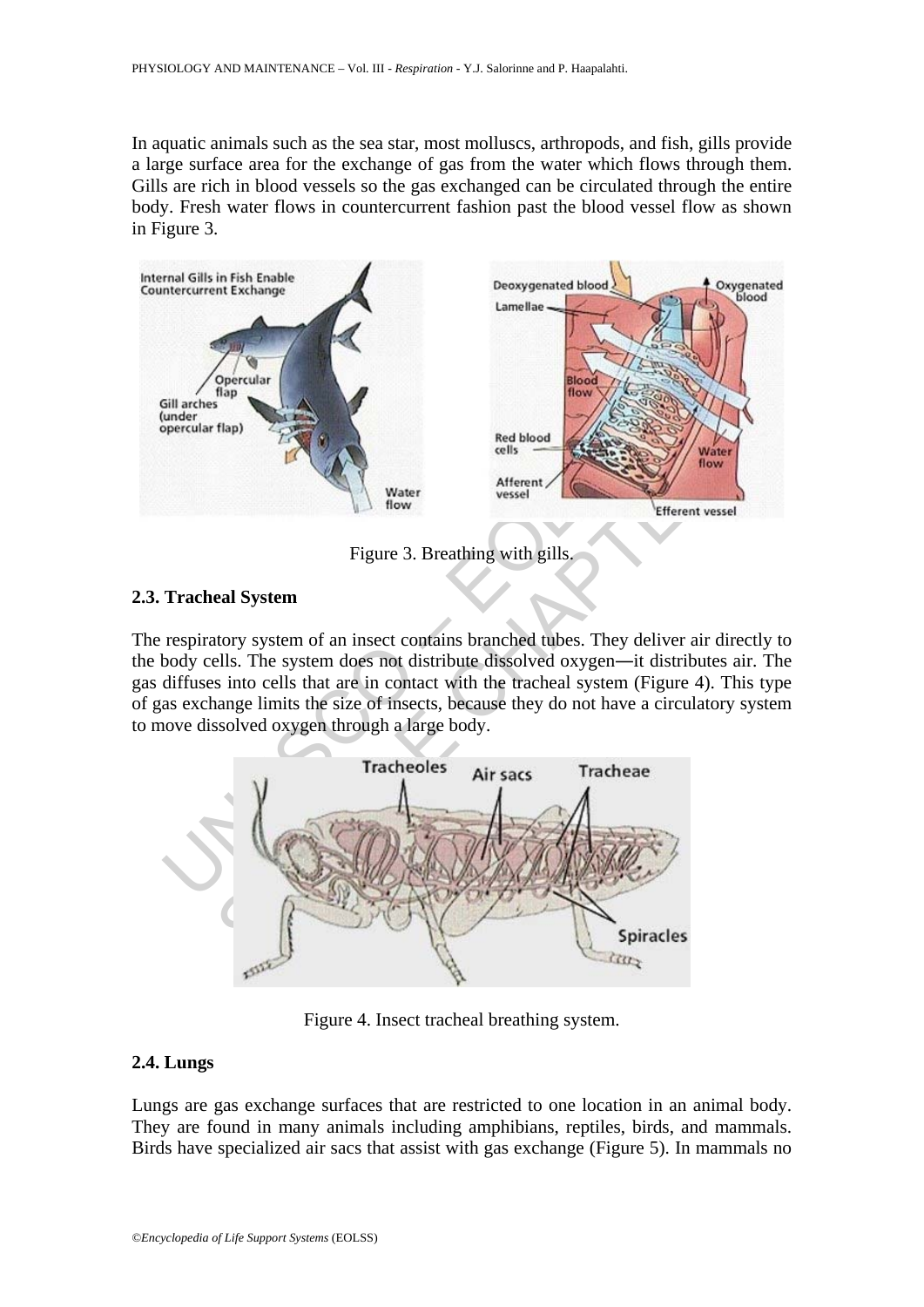In aquatic animals such as the sea star, most molluscs, arthropods, and fish, gills provide a large surface area for the exchange of gas from the water which flows through them. Gills are rich in blood vessels so the gas exchanged can be circulated through the entire body. Fresh water flows in countercurrent fashion past the blood vessel flow as shown in Figure 3.

Figure 3. Breathing with gills.

### 2.3. Tracheal System

The respiratory system of an insect contains branched tubes. They deliver air directly to the body cells. The system does not distribute dissolved oxygen—it distributes air. The gas diffuses into cells that are in contact with the tracheal system (Figure 4). This type of gas exchange limits the size of insects, because they do not have a circulatory system to move dissolved oxygen through a large body.

Figure 4. Insect tracheal breathing system.

### 2.4. Lungs

Lungs are gas exchange surfaces that are restricted to one location in an animal body. They are found in many animals including amphibians, reptiles, birds, and mammals. Birds have specialized air sacs that assist with gas exchange (Figure 5). In mammals no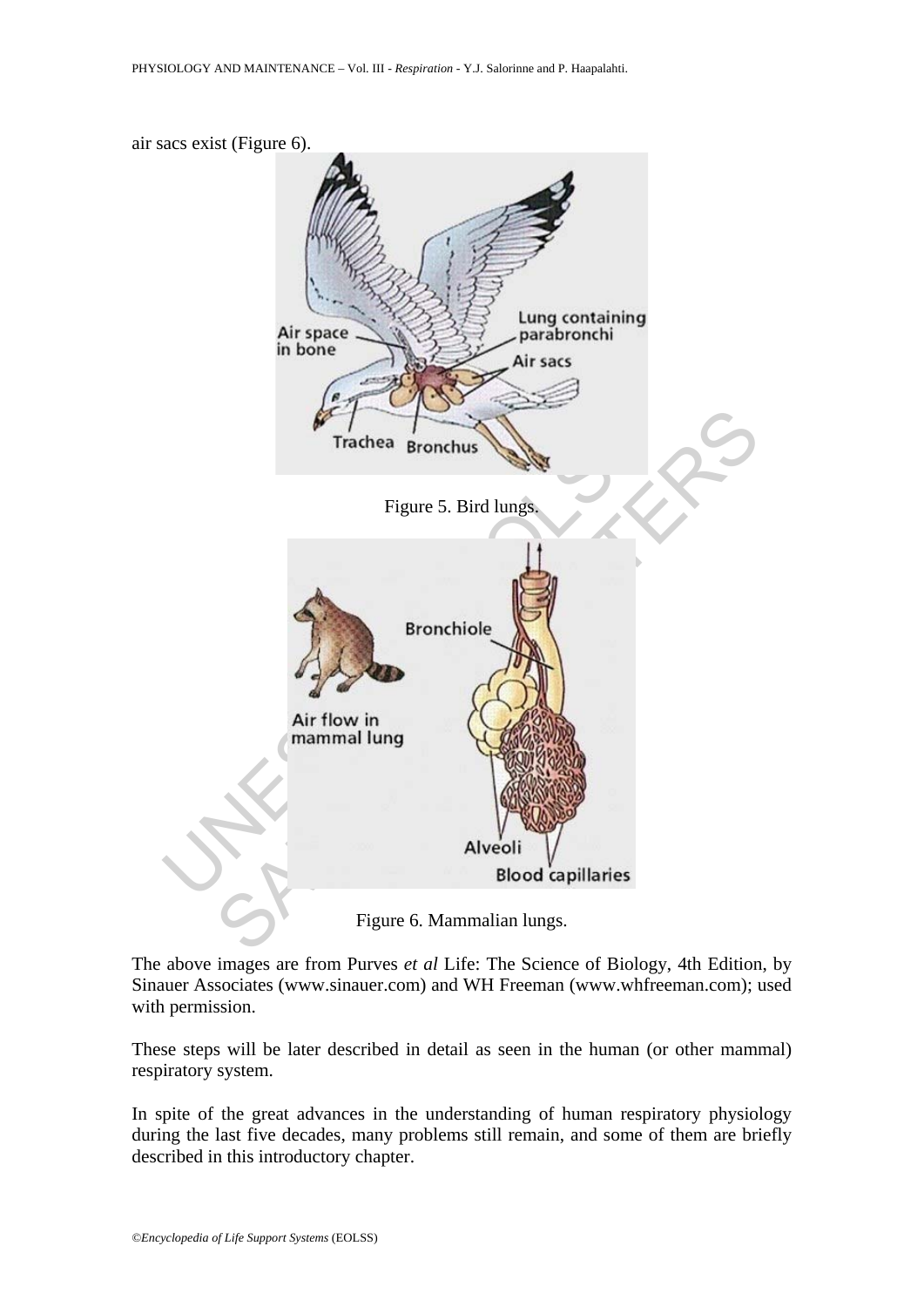air sacs exist (Figure 6).

Figure 5. Bird lungs.

Figure 6. Mammalian lungs.

The above images are from Purves *et al* Life: The Science of Biology, 4th Edition, by Sinauer Associates (www.sinauer.com) and WH Freeman (www.whfreeman.com); used with permission.

These steps will be later described in detail as seen in the human (or other mammal) respiratory system.

In spite of the great advances in the understanding of human respiratory physiology during the last five decades, many problems still remain, and some of them are briefly described in this introductory chapter.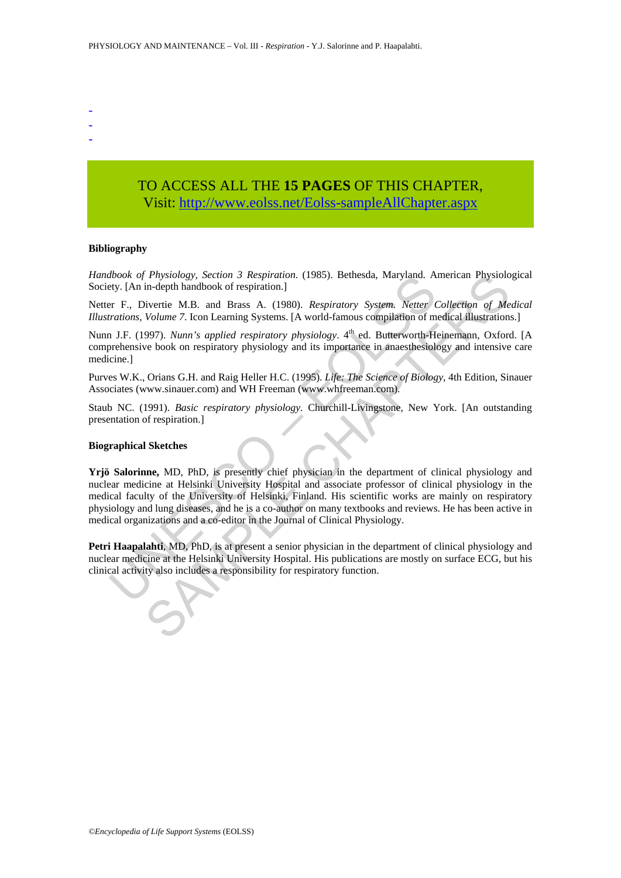-
-
-

TO ACCESS ALL THE **15 PAGES** OF THIS CHAPTER,
Visit: http://www.eolss.net/Eolss-sampleAllChapter.aspx

**Bibliography**

*Handbook of Physiology, Section 3 Respiration*. (1985). Bethesda, Maryland. American Physiological Society. [An in-depth handbook of respiration.]

Netter F., Divertie M.B. and Brass A. (1980). *Respiratory System. Netter Collection of Medical Illustrations, Volume 7*. Icon Learning Systems. [A world-famous compilation of medical illustrations.]

Nunn J.F. (1997). *Nunn's applied respiratory physiology*. 4th ed. Butterworth-Heinemann, Oxford. [A comprehensive book on respiratory physiology and its importance in anaesthesiology and intensive care medicine.]

Purves W.K., Orians G.H. and Raig Heller H.C. (1995). *Life: The Science of Biology*, 4th Edition, Sinauer Associates (www.sinauer.com) and WH Freeman (www.whfreeman.com).

Staub NC. (1991). *Basic respiratory physiology*. Churchill-Livingstone, New York. [An outstanding presentation of respiration.]

**Biographical Sketches**

**Yrjö Salorinne,** MD, PhD, is presently chief physician in the department of clinical physiology and nuclear medicine at Helsinki University Hospital and associate professor of clinical physiology in the medical faculty of the University of Helsinki, Finland. His scientific works are mainly on respiratory physiology and lung diseases, and he is a co-author on many textbooks and reviews. He has been active in medical organizations and a co-editor in the Journal of Clinical Physiology.

**Petri Haapalahti**, MD, PhD, is at present a senior physician in the department of clinical physiology and nuclear medicine at the Helsinki University Hospital. His publications are mostly on surface ECG, but his clinical activity also includes a responsibility for respiratory function.